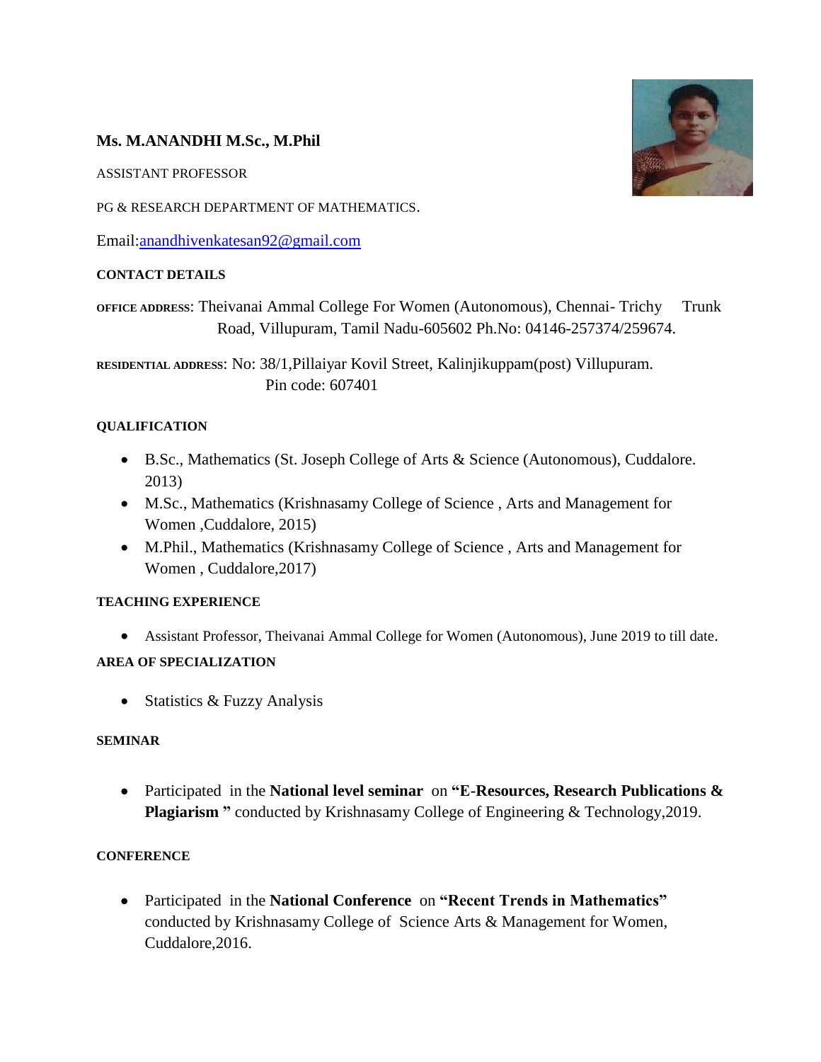**Ms. M.ANANDHI M.Sc., M.Phil**

ASSISTANT PROFESSOR

PG & RESEARCH DEPARTMENT OF MATHEMATICS.

Email:anandhivenkatesan92@gmail.com

**CONTACT DETAILS**

OFFICE ADDRESS: Theivanai Ammal College For Women (Autonomous), Chennai- Trichy Trunk Road, Villupuram, Tamil Nadu-605602 Ph.No: 04146-257374/259674.

RESIDENTIAL ADDRESS: No: 38/1,Pillaiyar Kovil Street, Kalinjikuppam(post) Villupuram. Pin code: 607401

**QUALIFICATION**

- B.Sc., Mathematics (St. Joseph College of Arts & Science (Autonomous), Cuddalore. 2013)
- M.Sc., Mathematics (Krishnasamy College of Science , Arts and Management for Women ,Cuddalore, 2015)
- M.Phil., Mathematics (Krishnasamy College of Science , Arts and Management for Women , Cuddalore,2017)

**TEACHING EXPERIENCE**

- Assistant Professor, Theivanai Ammal College for Women (Autonomous), June 2019 to till date.

**AREA OF SPECIALIZATION**

- Statistics & Fuzzy Analysis

**SEMINAR**

- Participated in the **National level seminar** on **"E-Resources, Research Publications & Plagiarism "** conducted by Krishnasamy College of Engineering & Technology,2019.

**CONFERENCE**

- Participated in the **National Conference** on **"Recent Trends in Mathematics"** conducted by Krishnasamy College of Science Arts & Management for Women, Cuddalore,2016.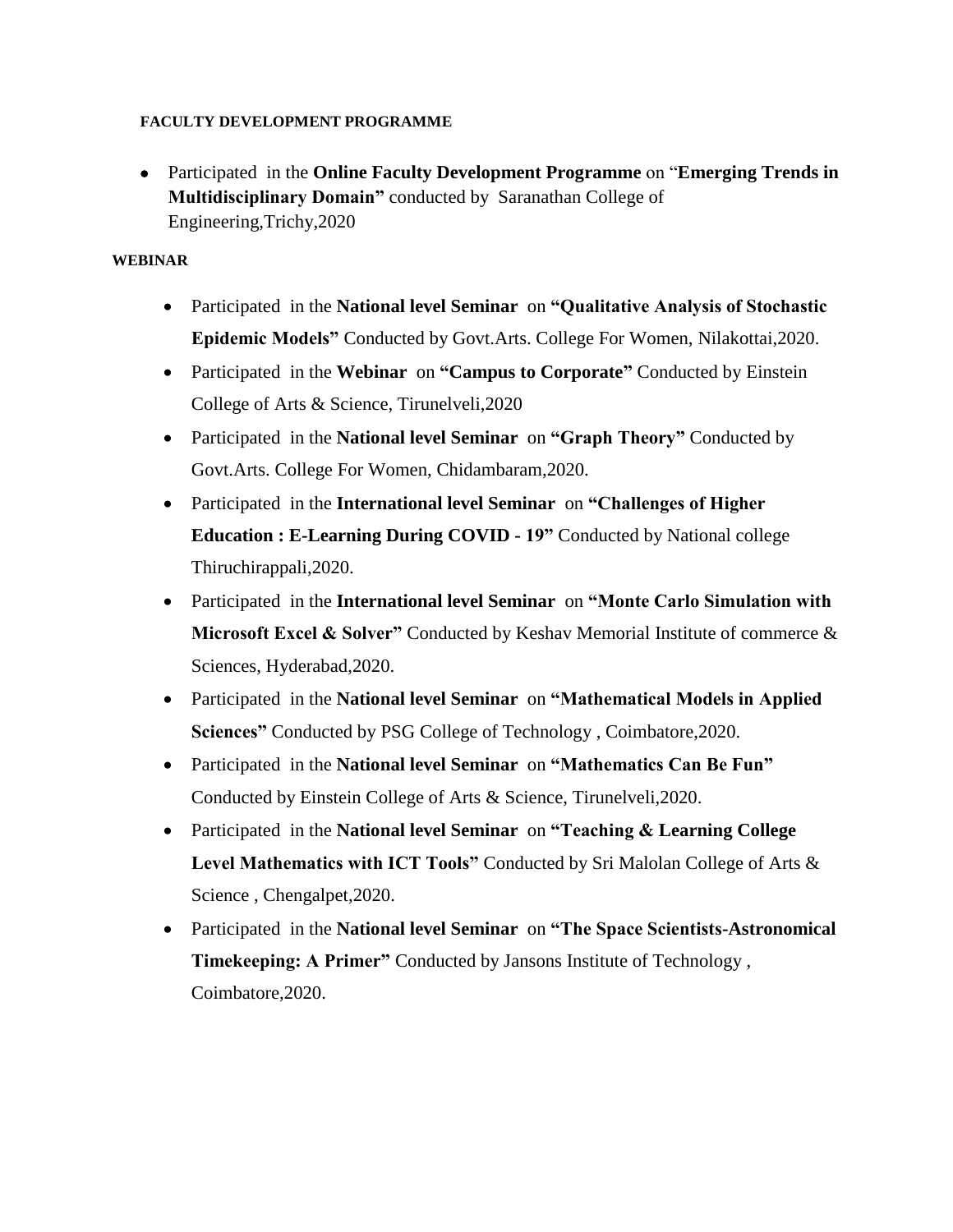**FACULTY DEVELOPMENT PROGRAMME**

- Participated in the **Online Faculty Development Programme** on "**Emerging Trends in Multidisciplinary Domain"** conducted by Saranathan College of Engineering,Trichy,2020

**WEBINAR**

- Participated in the **National level Seminar** on **"Qualitative Analysis of Stochastic Epidemic Models"** Conducted by Govt.Arts. College For Women, Nilakottai,2020.
- Participated in the **Webinar** on **"Campus to Corporate"** Conducted by Einstein College of Arts & Science, Tirunelveli,2020
- Participated in the **National level Seminar** on **"Graph Theory"** Conducted by Govt.Arts. College For Women, Chidambaram,2020.
- Participated in the **International level Seminar** on **"Challenges of Higher Education : E-Learning During COVID - 19"** Conducted by National college Thiruchirappali,2020.
- Participated in the **International level Seminar** on **"Monte Carlo Simulation with Microsoft Excel & Solver"** Conducted by Keshav Memorial Institute of commerce & Sciences, Hyderabad,2020.
- Participated in the **National level Seminar** on **"Mathematical Models in Applied Sciences"** Conducted by PSG College of Technology , Coimbatore,2020.
- Participated in the **National level Seminar** on **"Mathematics Can Be Fun"** Conducted by Einstein College of Arts & Science, Tirunelveli,2020.
- Participated in the **National level Seminar** on **"Teaching & Learning College Level Mathematics with ICT Tools"** Conducted by Sri Malolan College of Arts & Science , Chengalpet,2020.
- Participated in the **National level Seminar** on **"The Space Scientists-Astronomical Timekeeping: A Primer"** Conducted by Jansons Institute of Technology , Coimbatore,2020.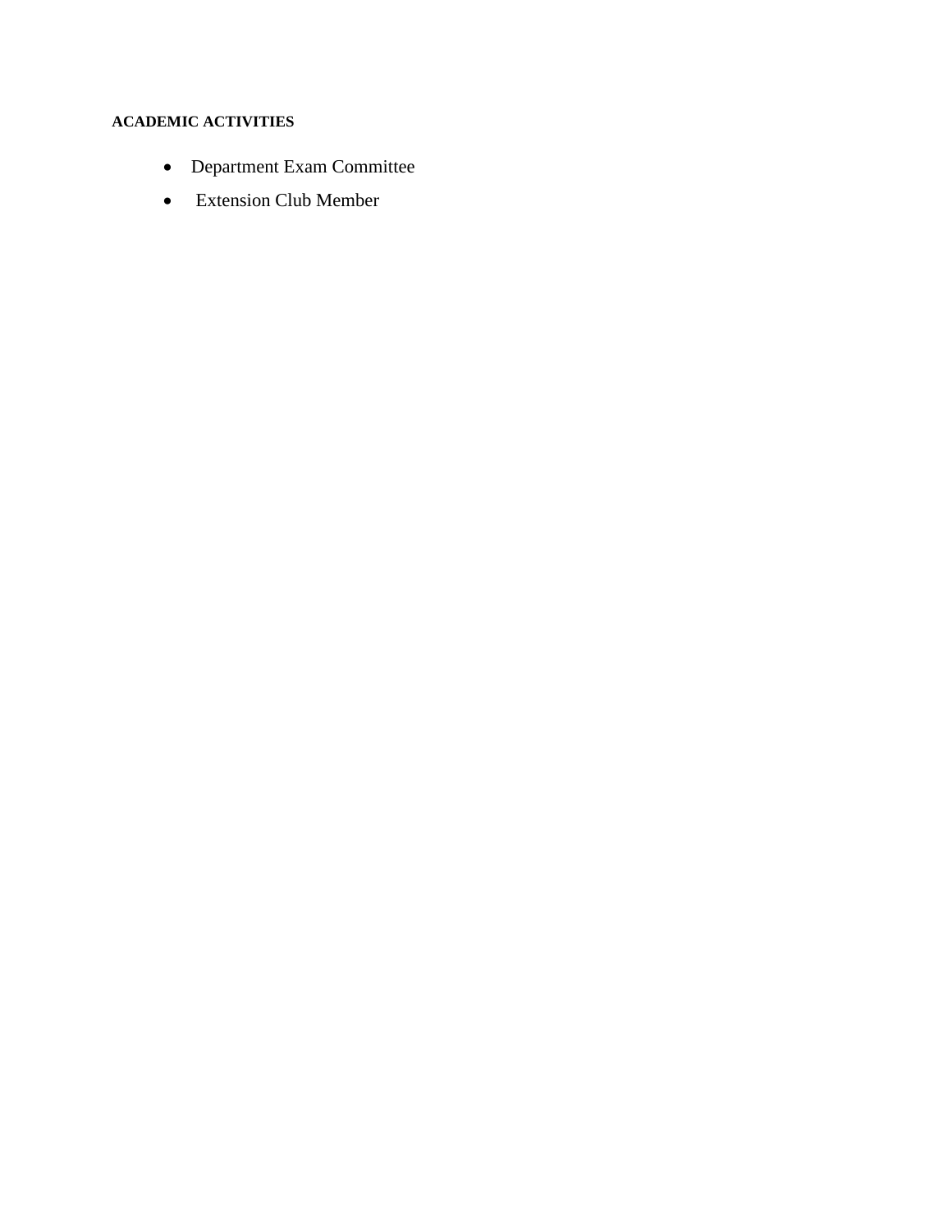**ACADEMIC ACTIVITIES**

- Department Exam Committee
- Extension Club Member